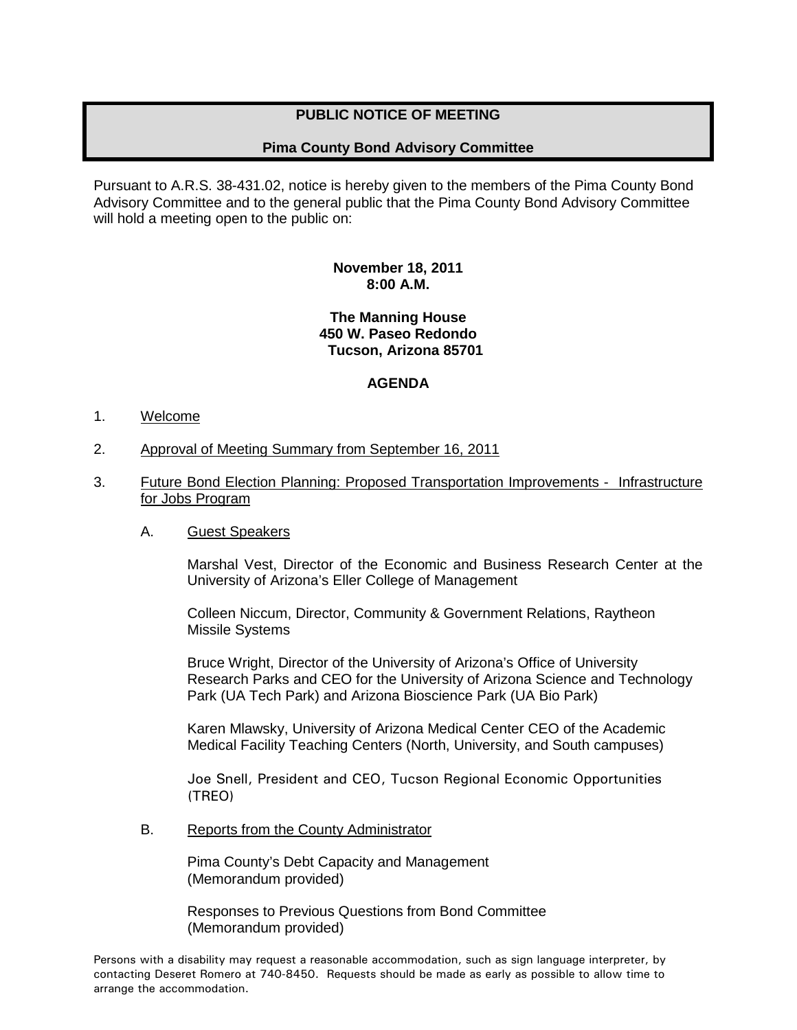# PUBLIC NOTICE OF MEETING

## Pima County Bond Advisory Committee

Pursuant to A.R.S. 38-431.02, notice is hereby given to the members of the Pima County Bond Advisory Committee and to the general public that the Pima County Bond Advisory Committee will hold a meeting open to the public on:

**November 18, 2011**
**8:00 A.M.**

**The Manning House**
**450 W. Paseo Redondo**
**Tucson, Arizona 85701**

**AGENDA**

1. Welcome

2. Approval of Meeting Summary from September 16, 2011

3. Future Bond Election Planning: Proposed Transportation Improvements - Infrastructure for Jobs Program

   A. Guest Speakers

      Marshal Vest, Director of the Economic and Business Research Center at the University of Arizona's Eller College of Management

      Colleen Niccum, Director, Community & Government Relations, Raytheon Missile Systems

      Bruce Wright, Director of the University of Arizona's Office of University Research Parks and CEO for the University of Arizona Science and Technology Park (UA Tech Park) and Arizona Bioscience Park (UA Bio Park)

      Karen Mlawsky, University of Arizona Medical Center CEO of the Academic Medical Facility Teaching Centers (North, University, and South campuses)

      Joe Snell, President and CEO, Tucson Regional Economic Opportunities (TREO)

   B. Reports from the County Administrator

      Pima County's Debt Capacity and Management
      (Memorandum provided)

      Responses to Previous Questions from Bond Committee
      (Memorandum provided)

Persons with a disability may request a reasonable accommodation, such as sign language interpreter, by contacting Deseret Romero at 740-8450. Requests should be made as early as possible to allow time to arrange the accommodation.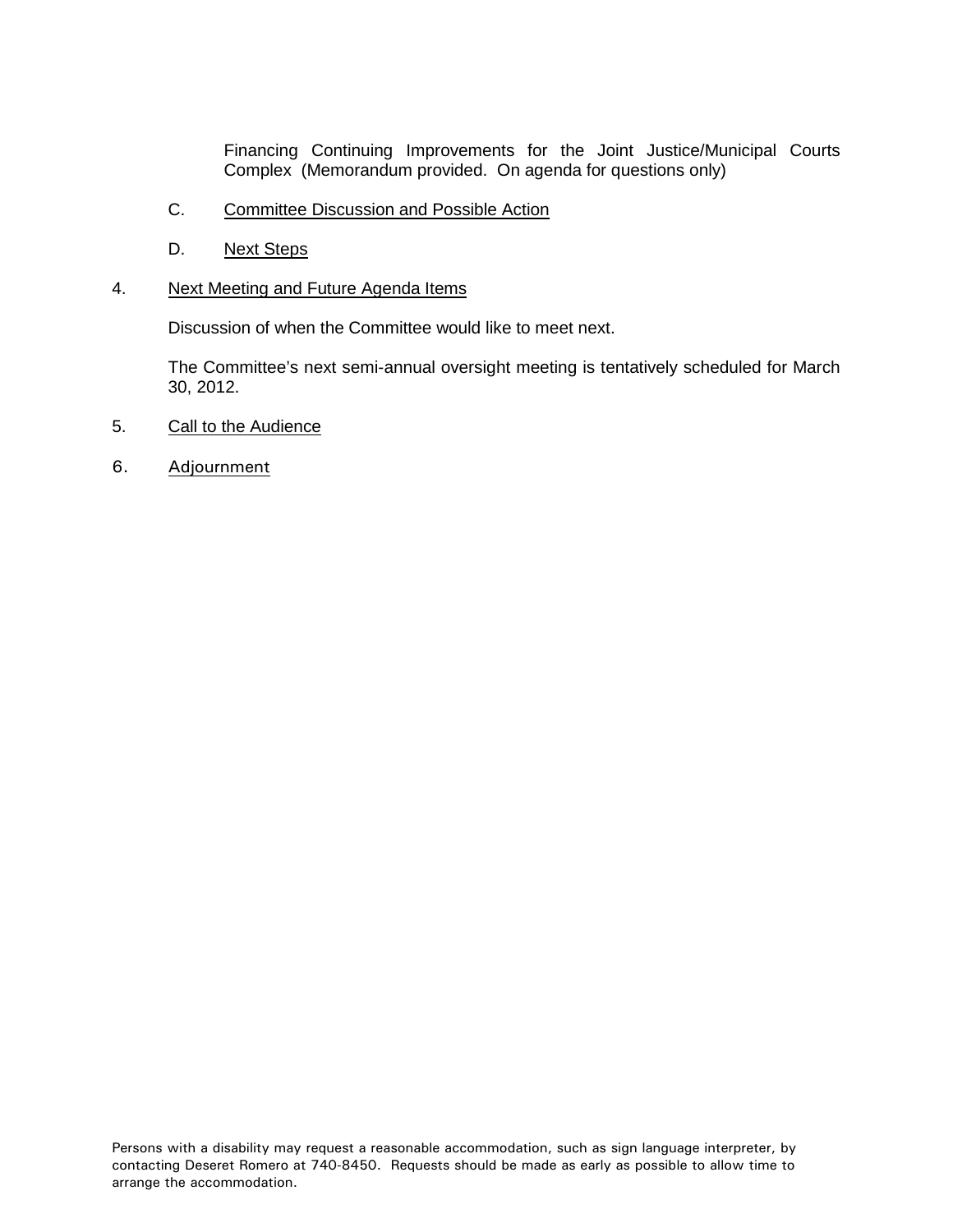Financing Continuing Improvements for the Joint Justice/Municipal Courts Complex (Memorandum provided. On agenda for questions only)

C. <u>Committee Discussion and Possible Action</u>

D. <u>Next Steps</u>

4. <u>Next Meeting and Future Agenda Items</u>

Discussion of when the Committee would like to meet next.

The Committee's next semi-annual oversight meeting is tentatively scheduled for March 30, 2012.

5. <u>Call to the Audience</u>

6. <u>Adjournment</u>

Persons with a disability may request a reasonable accommodation, such as sign language interpreter, by contacting Deseret Romero at 740-8450. Requests should be made as early as possible to allow time to arrange the accommodation.